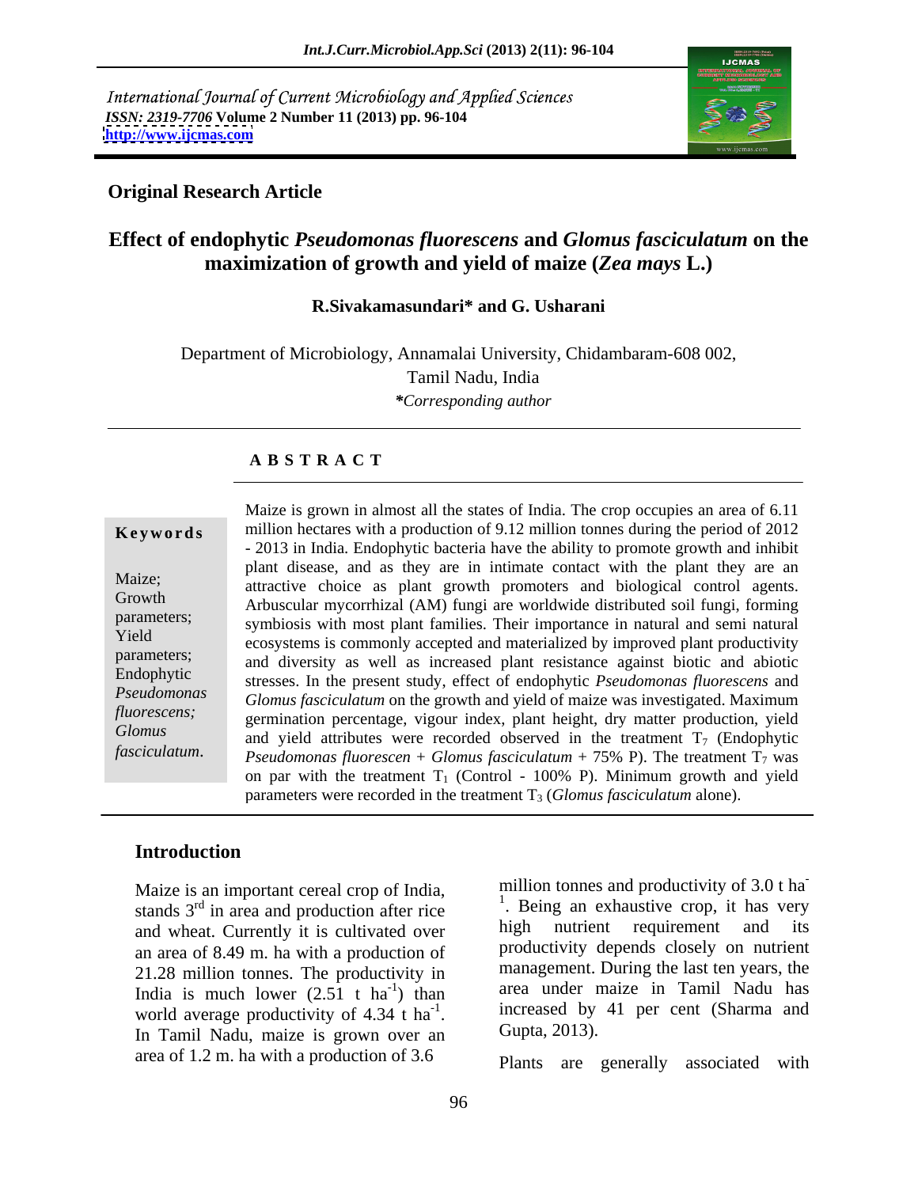International Journal of Current Microbiology and Applied Sciences
*ISSN: 2319-7706* **Volume 2 Number 11 (2013) pp. 96-104**
**http://www.ijcmas.com**

**Original Research Article**

# Effect of endophytic *Pseudomonas fluorescens* and *Glomus fasciculatum* on the maximization of growth and yield of maize (*Zea mays* L.)

**R.Sivakamasundari\* and G. Usharani**

Department of Microbiology, Annamalai University, Chidambaram-608 002, Tamil Nadu, India

*\*Corresponding author*

## A B S T R A C T

**Keywords**

Maize; Growth parameters; Yield parameters; Endophytic *Pseudomonas fluorescens; Glomus fasciculatum*.

Maize is grown in almost all the states of India. The crop occupies an area of 6.11 million hectares with a production of 9.12 million tonnes during the period of 2012 - 2013 in India. Endophytic bacteria have the ability to promote growth and inhibit plant disease, and as they are in intimate contact with the plant they are an attractive choice as plant growth promoters and biological control agents. Arbuscular mycorrhizal (AM) fungi are worldwide distributed soil fungi, forming symbiosis with most plant families. Their importance in natural and semi natural ecosystems is commonly accepted and materialized by improved plant productivity and diversity as well as increased plant resistance against biotic and abiotic stresses. In the present study, effect of endophytic *Pseudomonas fluorescens* and *Glomus fasciculatum* on the growth and yield of maize was investigated. Maximum germination percentage, vigour index, plant height, dry matter production, yield and yield attributes were recorded observed in the treatment $T_7$ (Endophytic *Pseudomonas fluorescen* + *Glomus fasciculatum* + 75% P). The treatment $T_7$ was on par with the treatment $T_1$ (Control - 100% P). Minimum growth and yield parameters were recorded in the treatment $T_3$ (*Glomus fasciculatum* alone).

## Introduction

Maize is an important cereal crop of India, stands 3rd in area and production after rice and wheat. Currently it is cultivated over an area of 8.49 m. ha with a production of 21.28 million tonnes. The productivity in India is much lower (2.51 t $ha^{-1}$) than world average productivity of 4.34 t $ha^{-1}$. In Tamil Nadu, maize is grown over an area of 1.2 m. ha with a production of 3.6 million tonnes and productivity of 3.0 t $ha^{-1}$. Being an exhaustive crop, it has very high nutrient requirement and its productivity depends closely on nutrient management. During the last ten years, the area under maize in Tamil Nadu has increased by 41 per cent (Sharma and Gupta, 2013).

Plants are generally associated with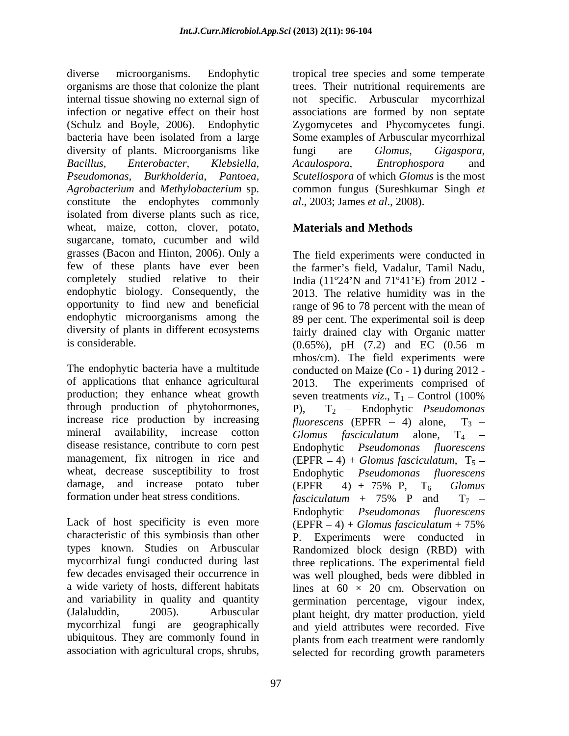diverse microorganisms. Endophytic organisms are those that colonize the plant internal tissue showing no external sign of infection or negative effect on their host (Schulz and Boyle, 2006). Endophytic bacteria have been isolated from a large diversity of plants. Microorganisms like *Bacillus*, *Enterobacter*, *Klebsiella*, *Pseudomonas*, *Burkholderia*, *Pantoea*, *Agrobacterium* and *Methylobacterium* sp. constitute the endophytes commonly isolated from diverse plants such as rice, wheat, maize, cotton, clover, potato, sugarcane, tomato, cucumber and wild grasses (Bacon and Hinton, 2006). Only a few of these plants have ever been completely studied relative to their endophytic biology. Consequently, the opportunity to find new and beneficial endophytic microorganisms among the diversity of plants in different ecosystems is considerable.

The endophytic bacteria have a multitude of applications that enhance agricultural production; they enhance wheat growth through production of phytohormones, increase rice production by increasing mineral availability, increase cotton disease resistance, contribute to corn pest management, fix nitrogen in rice and wheat, decrease susceptibility to frost damage, and increase potato tuber formation under heat stress conditions.

Lack of host specificity is even more characteristic of this symbiosis than other types known. Studies on Arbuscular mycorrhizal fungi conducted during last few decades envisaged their occurrence in a wide variety of hosts, different habitats and variability in quality and quantity (Jalaluddin, 2005). Arbuscular mycorrhizal fungi are geographically ubiquitous. They are commonly found in association with agricultural crops, shrubs, tropical tree species and some temperate trees. Their nutritional requirements are not specific. Arbuscular mycorrhizal associations are formed by non septate Zygomycetes and Phycomycetes fungi. Some examples of Arbuscular mycorrhizal fungi are *Glomus*, *Gigaspora*, *Acaulospora*, *Entrophospora* and *Scutellospora* of which *Glomus* is the most common fungus (Sureshkumar Singh *et al*., 2003; James *et al*., 2008).

## Materials and Methods

The field experiments were conducted in the farmer's field, Vadalur, Tamil Nadu, India (11º24'N and 71º41'E) from 2012 - 2013. The relative humidity was in the range of 96 to 78 percent with the mean of 89 per cent. The experimental soil is deep fairly drained clay with Organic matter (0.65%), pH (7.2) and EC (0.56 m mhos/cm). The field experiments were conducted on Maize **(**Co - 1**)** during 2012 - 2013. The experiments comprised of seven treatments *viz*., $T_1$ – Control (100% P), $T_2$ – Endophytic *Pseudomonas fluorescens* (EPFR – 4) alone, $T_3$ – *Glomus fasciculatum* alone, $T_4$ – Endophytic *Pseudomonas fluorescens* (EPFR – 4) + *Glomus fasciculatum*, $T_5$ – Endophytic *Pseudomonas fluorescens* (EPFR – 4) + 75% P, $T_6$ – *Glomus fasciculatum* + 75% P and $T_7$ – Endophytic *Pseudomonas fluorescens* (EPFR – 4) + *Glomus fasciculatum* + 75% P. Experiments were conducted in Randomized block design (RBD) with three replications. The experimental field was well ploughed, beds were dibbled in lines at 60 × 20 cm. Observation on germination percentage, vigour index, plant height, dry matter production, yield and yield attributes were recorded. Five plants from each treatment were randomly selected for recording growth parameters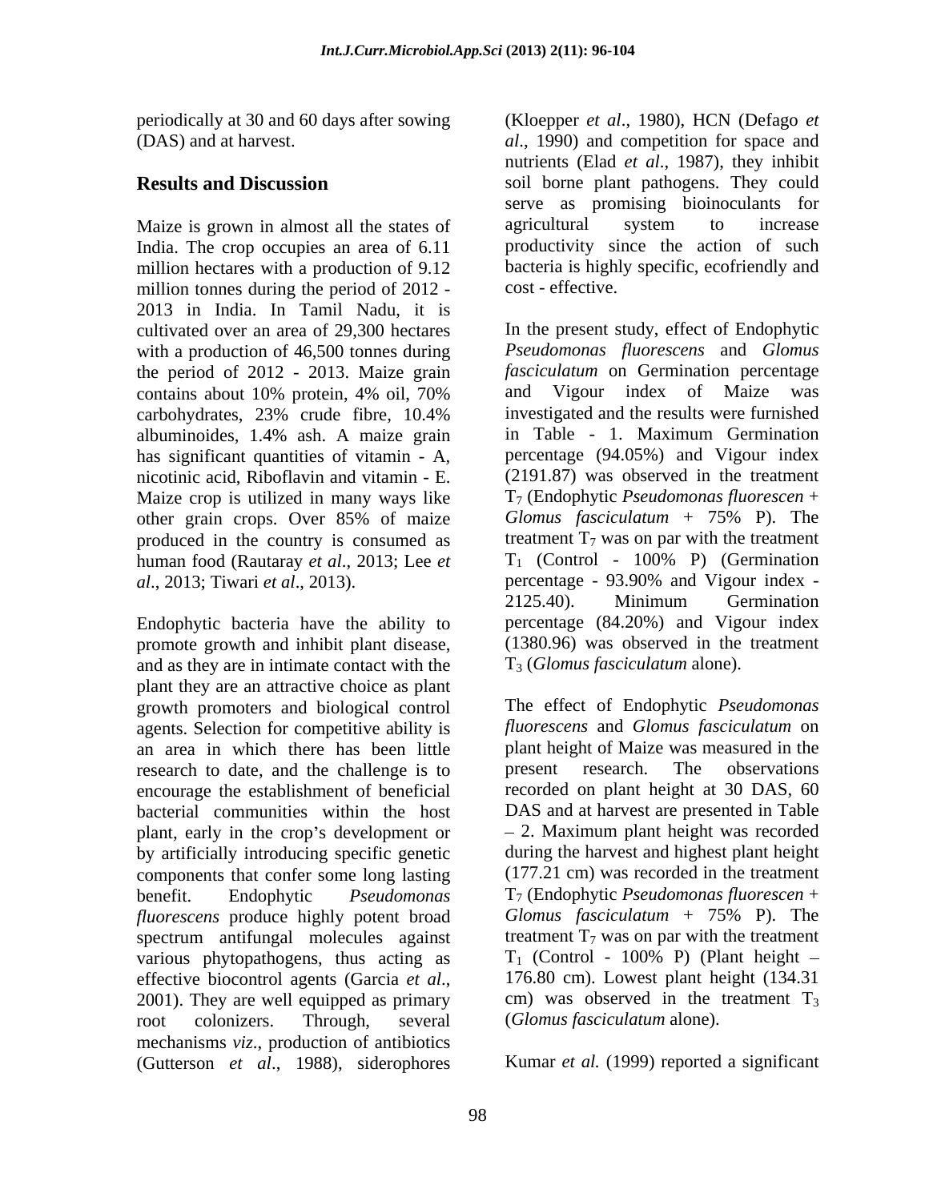periodically at 30 and 60 days after sowing (DAS) and at harvest.

## Results and Discussion

Maize is grown in almost all the states of India. The crop occupies an area of 6.11 million hectares with a production of 9.12 million tonnes during the period of 2012 - 2013 in India. In Tamil Nadu, it is cultivated over an area of 29,300 hectares with a production of 46,500 tonnes during the period of 2012 - 2013. Maize grain contains about 10% protein, 4% oil, 70% carbohydrates, 23% crude fibre, 10.4% albuminoides, 1.4% ash. A maize grain has significant quantities of vitamin - A, nicotinic acid, Riboflavin and vitamin - E. Maize crop is utilized in many ways like other grain crops. Over 85% of maize produced in the country is consumed as human food (Rautaray *et al*., 2013; Lee *et al*., 2013; Tiwari *et al*., 2013).

Endophytic bacteria have the ability to promote growth and inhibit plant disease, and as they are in intimate contact with the plant they are an attractive choice as plant growth promoters and biological control agents. Selection for competitive ability is an area in which there has been little research to date, and the challenge is to encourage the establishment of beneficial bacterial communities within the host plant, early in the crop's development or by artificially introducing specific genetic components that confer some long lasting benefit. Endophytic *Pseudomonas fluorescens* produce highly potent broad spectrum antifungal molecules against various phytopathogens, thus acting as effective biocontrol agents (Garcia *et al*., 2001). They are well equipped as primary root colonizers. Through, several mechanisms *viz*., production of antibiotics (Gutterson *et al*., 1988), siderophores (Kloepper *et al*., 1980), HCN (Defago *et al*., 1990) and competition for space and nutrients (Elad *et al*., 1987), they inhibit soil borne plant pathogens. They could serve as promising bioinoculants for agricultural system to increase productivity since the action of such bacteria is highly specific, ecofriendly and cost - effective.

In the present study, effect of Endophytic *Pseudomonas fluorescens* and *Glomus fasciculatum* on Germination percentage and Vigour index of Maize was investigated and the results were furnished in Table - 1. Maximum Germination percentage (94.05%) and Vigour index (2191.87) was observed in the treatment $T_7$ (Endophytic *Pseudomonas fluorescen* + *Glomus fasciculatum* + 75% P). The treatment $T_7$ was on par with the treatment $T_1$ (Control - 100% P) (Germination percentage - 93.90% and Vigour index - 2125.40). Minimum Germination percentage (84.20%) and Vigour index (1380.96) was observed in the treatment $T_3$ (*Glomus fasciculatum* alone).

The effect of Endophytic *Pseudomonas fluorescens* and *Glomus fasciculatum* on plant height of Maize was measured in the present research. The observations recorded on plant height at 30 DAS, 60 DAS and at harvest are presented in Table – 2. Maximum plant height was recorded during the harvest and highest plant height (177.21 cm) was recorded in the treatment $T_7$ (Endophytic *Pseudomonas fluorescen* + *Glomus fasciculatum* + 75% P). The treatment $T_7$ was on par with the treatment $T_1$ (Control - 100% P) (Plant height – 176.80 cm). Lowest plant height (134.31 cm) was observed in the treatment $T_3$ (*Glomus fasciculatum* alone).

Kumar *et al.* (1999) reported a significant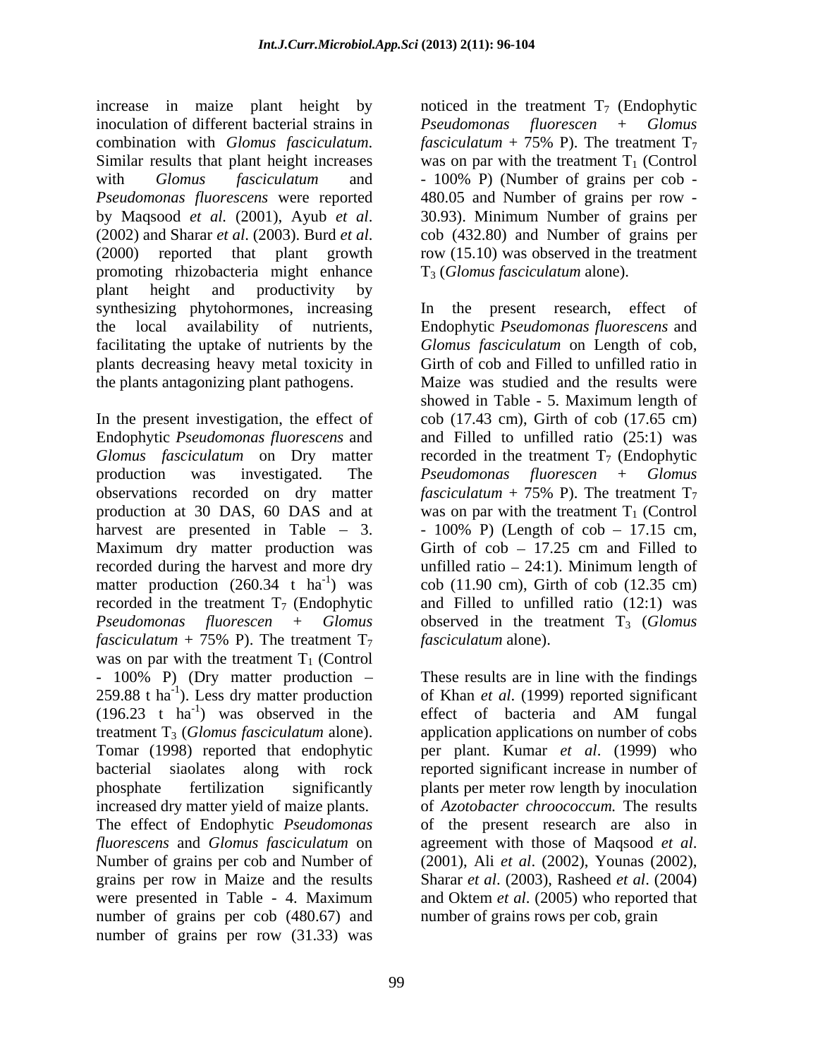increase in maize plant height by inoculation of different bacterial strains in combination with *Glomus fasciculatum*. Similar results that plant height increases with *Glomus fasciculatum* and *Pseudomonas fluorescens* were reported by Maqsood *et al.* (2001), Ayub *et al*. (2002) and Sharar *et al*. (2003). Burd *et al*. (2000) reported that plant growth promoting rhizobacteria might enhance plant height and productivity by synthesizing phytohormones, increasing the local availability of nutrients, facilitating the uptake of nutrients by the plants decreasing heavy metal toxicity in the plants antagonizing plant pathogens.

In the present investigation, the effect of Endophytic *Pseudomonas fluorescens* and *Glomus fasciculatum* on Dry matter production was investigated. The observations recorded on dry matter production at 30 DAS, 60 DAS and at harvest are presented in Table – 3. Maximum dry matter production was recorded during the harvest and more dry matter production (260.34 t $ha^{-1}$) was recorded in the treatment $T_7$ (Endophytic *Pseudomonas fluorescen* + *Glomus fasciculatum* + 75% P). The treatment $T_7$ was on par with the treatment $T_1$ (Control - 100% P) (Dry matter production – 259.88 t $ha^{-1}$). Less dry matter production (196.23 t $ha^{-1}$) was observed in the treatment $T_3$ (*Glomus fasciculatum* alone). Tomar (1998) reported that endophytic bacterial siaolates along with rock phosphate fertilization significantly increased dry matter yield of maize plants. The effect of Endophytic *Pseudomonas fluorescens* and *Glomus fasciculatum* on Number of grains per cob and Number of grains per row in Maize and the results were presented in Table - 4. Maximum number of grains per cob (480.67) and number of grains per row (31.33) was noticed in the treatment $T_7$ (Endophytic *Pseudomonas fluorescen* + *Glomus fasciculatum* + 75% P). The treatment $T_7$ was on par with the treatment $T_1$ (Control - 100% P) (Number of grains per cob - 480.05 and Number of grains per row - 30.93). Minimum Number of grains per cob (432.80) and Number of grains per row (15.10) was observed in the treatment $T_3$ (*Glomus fasciculatum* alone).

In the present research, effect of Endophytic *Pseudomonas fluorescens* and *Glomus fasciculatum* on Length of cob, Girth of cob and Filled to unfilled ratio in Maize was studied and the results were showed in Table - 5. Maximum length of cob (17.43 cm), Girth of cob (17.65 cm) and Filled to unfilled ratio (25:1) was recorded in the treatment $T_7$ (Endophytic *Pseudomonas fluorescen* + *Glomus fasciculatum* + 75% P). The treatment $T_7$ was on par with the treatment $T_1$ (Control - 100% P) (Length of cob – 17.15 cm, Girth of cob – 17.25 cm and Filled to unfilled ratio – 24:1). Minimum length of cob (11.90 cm), Girth of cob (12.35 cm) and Filled to unfilled ratio (12:1) was observed in the treatment $T_3$ (*Glomus fasciculatum* alone).

These results are in line with the findings of Khan *et al*. (1999) reported significant effect of bacteria and AM fungal application applications on number of cobs per plant. Kumar *et al*. (1999) who reported significant increase in number of plants per meter row length by inoculation of *Azotobacter chroococcum.* The results of the present research are also in agreement with those of Maqsood *et al*. (2001), Ali *et al*. (2002), Younas (2002), Sharar *et al*. (2003), Rasheed *et al*. (2004) and Oktem *et al*. (2005) who reported that number of grains rows per cob, grain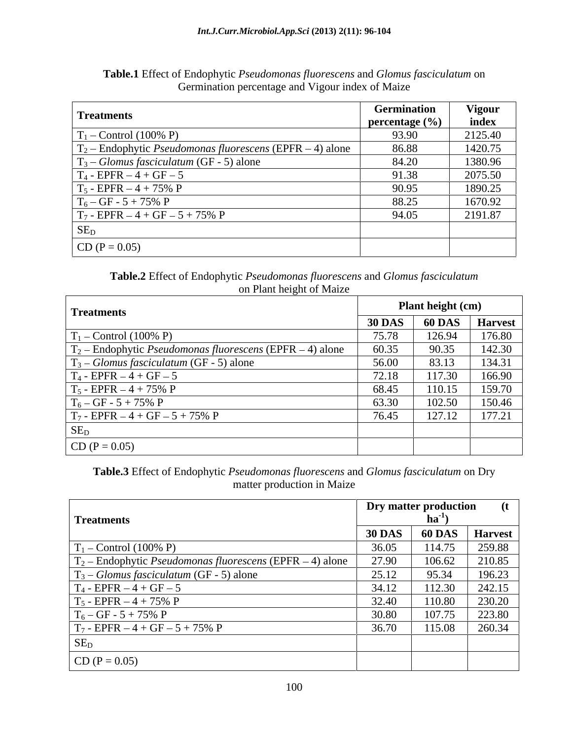**Table.1** Effect of Endophytic *Pseudomonas fluorescens* and *Glomus fasciculatum* on Germination percentage and Vigour index of Maize

| Treatments | Germination percentage (%) | Vigour index |
|---|---|---|
| $T_1$ – Control (100% P) | 93.90 | 2125.40 |
| $T_2$ – Endophytic *Pseudomonas fluorescens* (EPFR – 4) alone | 86.88 | 1420.75 |
| $T_3$ – *Glomus fasciculatum* (GF - 5) alone | 84.20 | 1380.96 |
| $T_4$ - EPFR – 4 + GF – 5 | 91.38 | 2075.50 |
| $T_5$ - EPFR – 4 + 75% P | 90.95 | 1890.25 |
| $T_6$ – GF - 5 + 75% P | 88.25 | 1670.92 |
| $T_7$ - EPFR – 4 + GF – 5 + 75% P | 94.05 | 2191.87 |
| $SE_D$ | | |
| CD (P = 0.05) | | |

**Table.2** Effect of Endophytic *Pseudomonas fluorescens* and *Glomus fasciculatum* on Plant height of Maize

| Treatments | Plant height (cm) | | |
|---|---|---|---|
| | 30 DAS | 60 DAS | Harvest |
| $T_1$ – Control (100% P) | 75.78 | 126.94 | 176.80 |
| $T_2$ – Endophytic *Pseudomonas fluorescens* (EPFR – 4) alone | 60.35 | 90.35 | 142.30 |
| $T_3$ – *Glomus fasciculatum* (GF - 5) alone | 56.00 | 83.13 | 134.31 |
| $T_4$ - EPFR – 4 + GF – 5 | 72.18 | 117.30 | 166.90 |
| $T_5$ - EPFR – 4 + 75% P | 68.45 | 110.15 | 159.70 |
| $T_6$ – GF - 5 + 75% P | 63.30 | 102.50 | 150.46 |
| $T_7$ - EPFR – 4 + GF – 5 + 75% P | 76.45 | 127.12 | 177.21 |
| $SE_D$ | | | |
| CD (P = 0.05) | | | |

**Table.3** Effect of Endophytic *Pseudomonas fluorescens* and *Glomus fasciculatum* on Dry matter production in Maize

| Treatments | Dry matter production (t $ha^{-1}$) | | |
|---|---|---|---|
| | 30 DAS | 60 DAS | Harvest |
| $T_1$ – Control (100% P) | 36.05 | 114.75 | 259.88 |
| $T_2$ – Endophytic *Pseudomonas fluorescens* (EPFR – 4) alone | 27.90 | 106.62 | 210.85 |
| $T_3$ – *Glomus fasciculatum* (GF - 5) alone | 25.12 | 95.34 | 196.23 |
| $T_4$ - EPFR – 4 + GF – 5 | 34.12 | 112.30 | 242.15 |
| $T_5$ - EPFR – 4 + 75% P | 32.40 | 110.80 | 230.20 |
| $T_6$ – GF - 5 + 75% P | 30.80 | 107.75 | 223.80 |
| $T_7$ - EPFR – 4 + GF – 5 + 75% P | 36.70 | 115.08 | 260.34 |
| $SE_D$ | | | |
| CD (P = 0.05) | | | |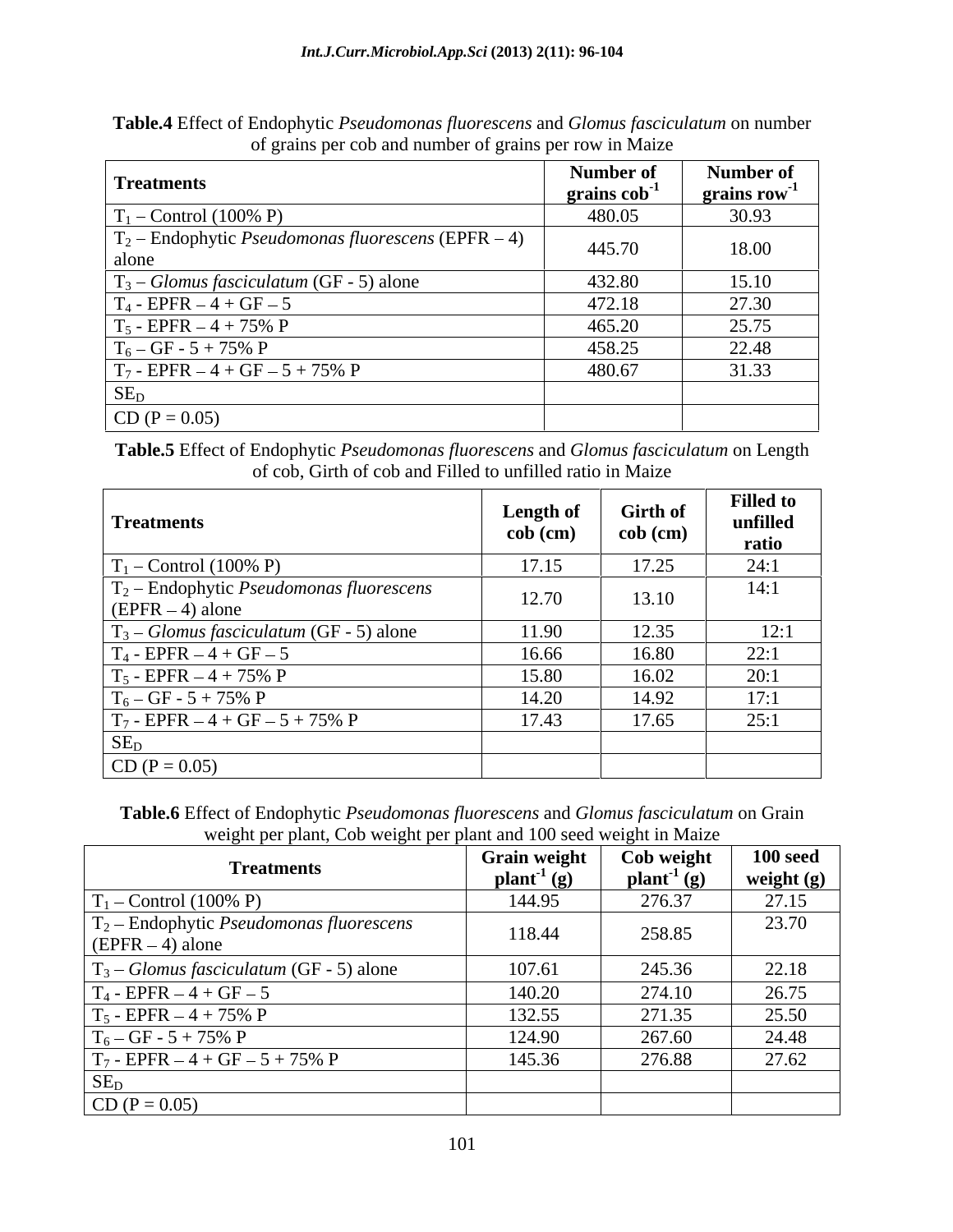**Table.4** Effect of Endophytic *Pseudomonas fluorescens* and *Glomus fasciculatum* on number of grains per cob and number of grains per row in Maize

| Treatments | Number of grains $cob^{-1}$ | Number of grains $row^{-1}$ |
|---|---|---|
| $T_1$ – Control (100% P) | 480.05 | 30.93 |
| $T_2$ – Endophytic *Pseudomonas fluorescens* (EPFR – 4) alone | 445.70 | 18.00 |
| $T_3$ – *Glomus fasciculatum* (GF - 5) alone | 432.80 | 15.10 |
| $T_4$ - EPFR – 4 + GF – 5 | 472.18 | 27.30 |
| $T_5$ - EPFR – 4 + 75% P | 465.20 | 25.75 |
| $T_6$ – GF - 5 + 75% P | 458.25 | 22.48 |
| $T_7$ - EPFR – 4 + GF – 5 + 75% P | 480.67 | 31.33 |
| $SE_D$ | | |
| CD (P = 0.05) | | |

**Table.5** Effect of Endophytic *Pseudomonas fluorescens* and *Glomus fasciculatum* on Length of cob, Girth of cob and Filled to unfilled ratio in Maize

| Treatments | Length of cob (cm) | Girth of cob (cm) | Filled to unfilled ratio |
|---|---|---|---|
| $T_1$ – Control (100% P) | 17.15 | 17.25 | 24:1 |
| $T_2$ – Endophytic *Pseudomonas fluorescens* (EPFR – 4) alone | 12.70 | 13.10 | 14:1 |
| $T_3$ – *Glomus fasciculatum* (GF - 5) alone | 11.90 | 12.35 | 12:1 |
| $T_4$ - EPFR – 4 + GF – 5 | 16.66 | 16.80 | 22:1 |
| $T_5$ - EPFR – 4 + 75% P | 15.80 | 16.02 | 20:1 |
| $T_6$ – GF - 5 + 75% P | 14.20 | 14.92 | 17:1 |
| $T_7$ - EPFR – 4 + GF – 5 + 75% P | 17.43 | 17.65 | 25:1 |
| $SE_D$ | | | |
| CD (P = 0.05) | | | |

**Table.6** Effect of Endophytic *Pseudomonas fluorescens* and *Glomus fasciculatum* on Grain weight per plant, Cob weight per plant and 100 seed weight in Maize

| Treatments | Grain weight $plant^{-1}$ (g) | Cob weight $plant^{-1}$ (g) | 100 seed weight (g) |
|---|---|---|---|
| $T_1$ – Control (100% P) | 144.95 | 276.37 | 27.15 |
| $T_2$ – Endophytic *Pseudomonas fluorescens* (EPFR – 4) alone | 118.44 | 258.85 | 23.70 |
| $T_3$ – *Glomus fasciculatum* (GF - 5) alone | 107.61 | 245.36 | 22.18 |
| $T_4$ - EPFR – 4 + GF – 5 | 140.20 | 274.10 | 26.75 |
| $T_5$ - EPFR – 4 + 75% P | 132.55 | 271.35 | 25.50 |
| $T_6$ – GF - 5 + 75% P | 124.90 | 267.60 | 24.48 |
| $T_7$ - EPFR – 4 + GF – 5 + 75% P | 145.36 | 276.88 | 27.62 |
| $SE_D$ | | | |
| CD (P = 0.05) | | | |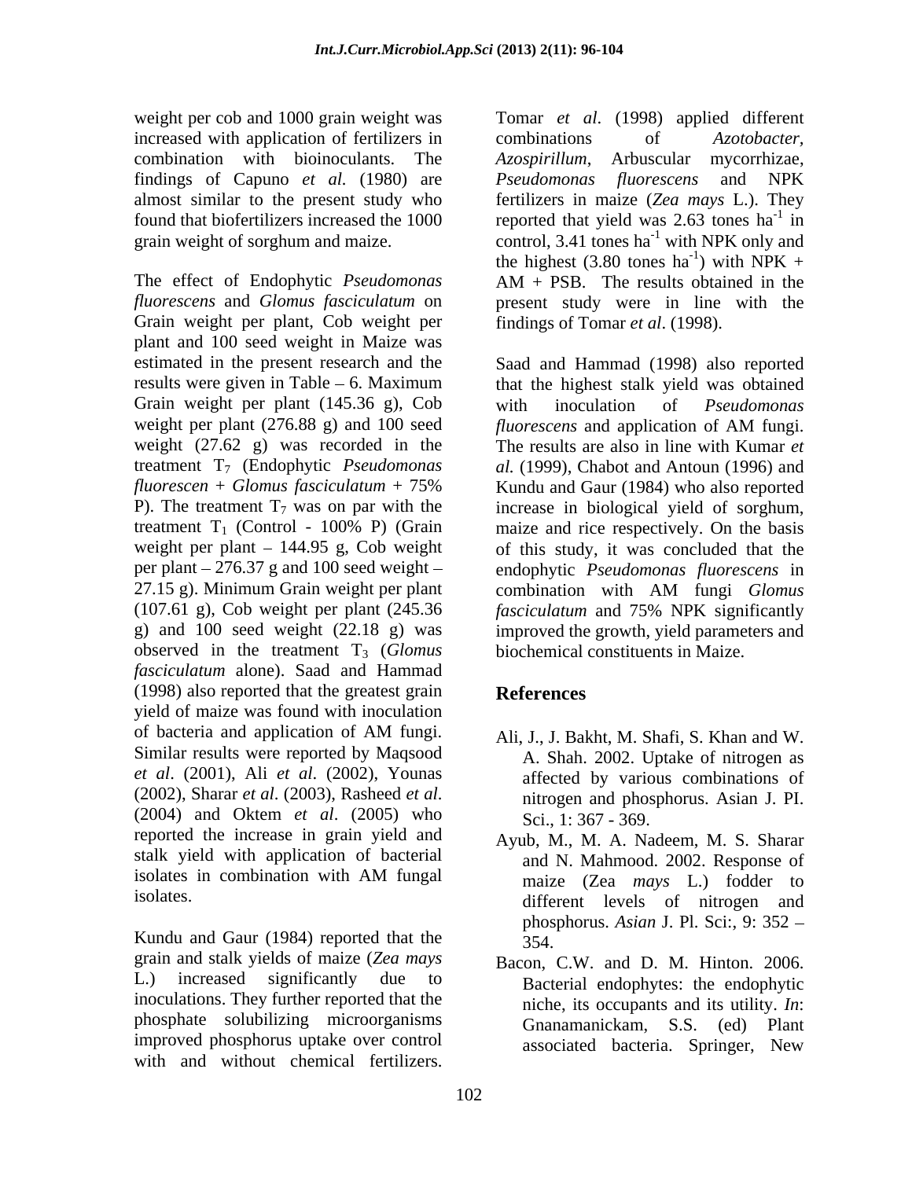weight per cob and 1000 grain weight was increased with application of fertilizers in combination with bioinoculants. The findings of Capuno *et al.* (1980) are almost similar to the present study who found that biofertilizers increased the 1000 grain weight of sorghum and maize.

The effect of Endophytic *Pseudomonas fluorescens* and *Glomus fasciculatum* on Grain weight per plant, Cob weight per plant and 100 seed weight in Maize was estimated in the present research and the results were given in Table – 6. Maximum Grain weight per plant (145.36 g), Cob weight per plant (276.88 g) and 100 seed weight (27.62 g) was recorded in the treatment $T_7$ (Endophytic *Pseudomonas fluorescen* + *Glomus fasciculatum* + 75% P). The treatment $T_7$ was on par with the treatment $T_1$ (Control - 100% P) (Grain weight per plant – 144.95 g, Cob weight per plant – 276.37 g and 100 seed weight – 27.15 g). Minimum Grain weight per plant (107.61 g), Cob weight per plant (245.36 g) and 100 seed weight (22.18 g) was observed in the treatment $T_3$ (*Glomus fasciculatum* alone). Saad and Hammad (1998) also reported that the greatest grain yield of maize was found with inoculation of bacteria and application of AM fungi. Similar results were reported by Maqsood *et al*. (2001), Ali *et al*. (2002), Younas (2002), Sharar *et al*. (2003), Rasheed *et al*. (2004) and Oktem *et al*. (2005) who reported the increase in grain yield and stalk yield with application of bacterial isolates in combination with AM fungal isolates.

Kundu and Gaur (1984) reported that the grain and stalk yields of maize (*Zea mays* L.) increased significantly due to inoculations. They further reported that the phosphate solubilizing microorganisms improved phosphorus uptake over control with and without chemical fertilizers. Tomar *et al*. (1998) applied different combinations of *Azotobacter*, *Azospirillum*, Arbuscular mycorrhizae, *Pseudomonas fluorescens* and NPK fertilizers in maize (*Zea mays* L.). They reported that yield was 2.63 tones $ha^{-1}$ in control, 3.41 tones $ha^{-1}$ with NPK only and the highest (3.80 tones $ha^{-1}$) with NPK + AM + PSB. The results obtained in the present study were in line with the findings of Tomar *et al*. (1998).

Saad and Hammad (1998) also reported that the highest stalk yield was obtained with inoculation of *Pseudomonas fluorescens* and application of AM fungi. The results are also in line with Kumar *et al.* (1999), Chabot and Antoun (1996) and Kundu and Gaur (1984) who also reported increase in biological yield of sorghum, maize and rice respectively. On the basis of this study, it was concluded that the endophytic *Pseudomonas fluorescens* in combination with AM fungi *Glomus fasciculatum* and 75% NPK significantly improved the growth, yield parameters and biochemical constituents in Maize.

## References

Ali, J., J. Bakht, M. Shafi, S. Khan and W. A. Shah. 2002. Uptake of nitrogen as affected by various combinations of nitrogen and phosphorus. Asian J. PI. Sci., 1: 367 - 369.

Ayub, M., M. A. Nadeem, M. S. Sharar and N. Mahmood. 2002. Response of maize (Zea *mays* L.) fodder to different levels of nitrogen and phosphorus. *Asian* J. Pl. Sci:, 9: 352 – 354.

Bacon, C.W. and D. M. Hinton. 2006. Bacterial endophytes: the endophytic niche, its occupants and its utility. *In*: Gnanamanickam, S.S. (ed) Plant associated bacteria. Springer, New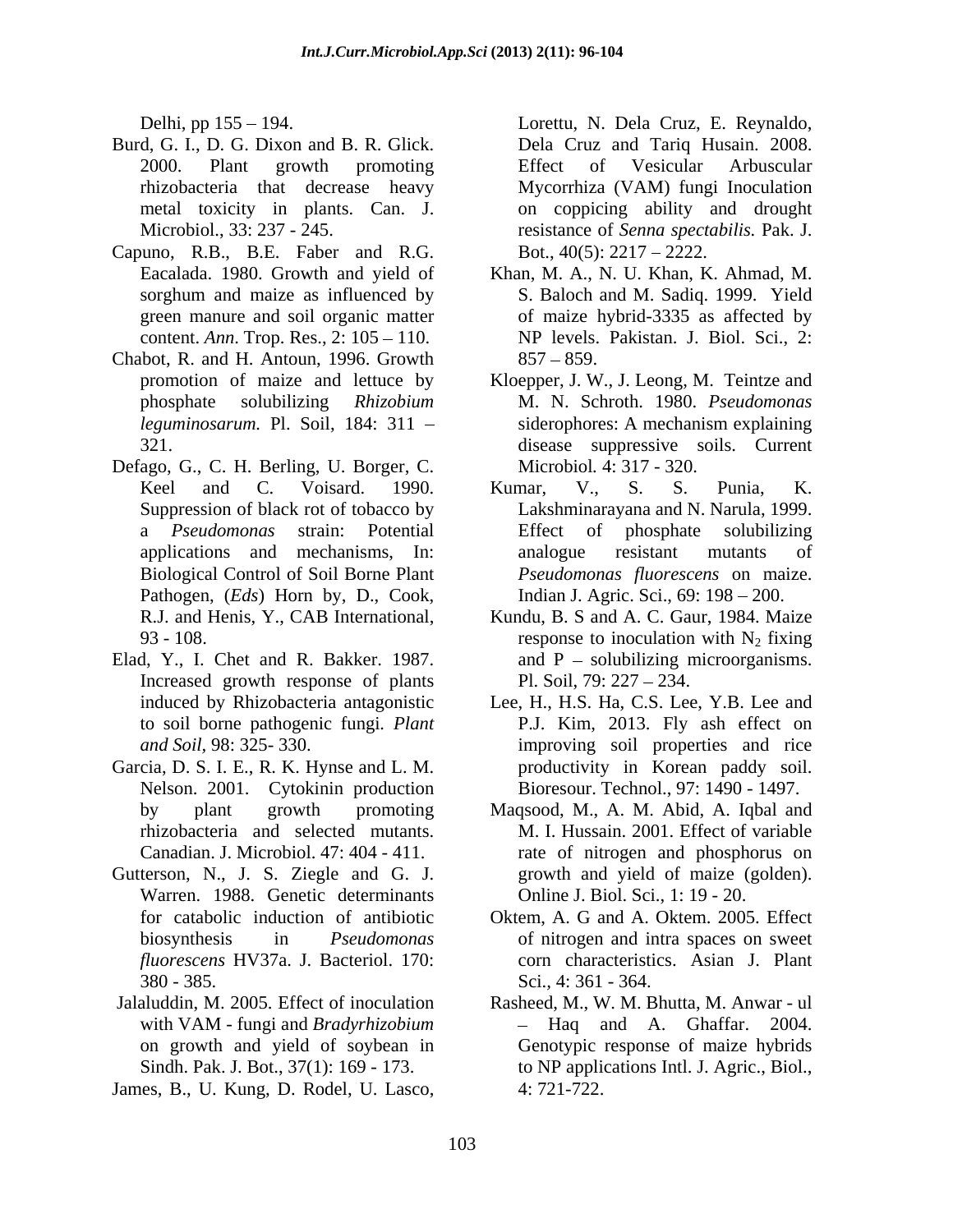Delhi, pp 155 – 194.

Burd, G. I., D. G. Dixon and B. R. Glick. 2000. Plant growth promoting rhizobacteria that decrease heavy metal toxicity in plants. Can. J. Microbiol., 33: 237 - 245.

Capuno, R.B., B.E. Faber and R.G. Eacalada. 1980. Growth and yield of sorghum and maize as influenced by green manure and soil organic matter content. *Ann*. Trop. Res., 2: 105 – 110.

Chabot, R. and H. Antoun, 1996. Growth promotion of maize and lettuce by phosphate solubilizing *Rhizobium leguminosarum.* Pl. Soil, 184: 311 – 321.

Defago, G., C. H. Berling, U. Borger, C. Keel and C. Voisard. 1990. Suppression of black rot of tobacco by a *Pseudomonas* strain: Potential applications and mechanisms, In: Biological Control of Soil Borne Plant Pathogen, (*Eds*) Horn by, D., Cook, R.J. and Henis, Y., CAB International, 93 - 108.

Elad, Y., I. Chet and R. Bakker. 1987. Increased growth response of plants induced by Rhizobacteria antagonistic to soil borne pathogenic fungi. *Plant and Soil*, 98: 325- 330.

Garcia, D. S. I. E., R. K. Hynse and L. M. Nelson. 2001. Cytokinin production by plant growth promoting rhizobacteria and selected mutants. Canadian. J. Microbiol. 47: 404 - 411.

Gutterson, N., J. S. Ziegle and G. J. Warren. 1988. Genetic determinants for catabolic induction of antibiotic biosynthesis in *Pseudomonas fluorescens* HV37a. J. Bacteriol. 170: 380 - 385.

Jalaluddin, M. 2005. Effect of inoculation with VAM - fungi and *Bradyrhizobium* on growth and yield of soybean in Sindh. Pak. J. Bot., 37(1): 169 - 173.

James, B., U. Kung, D. Rodel, U. Lasco, Lorettu, N. Dela Cruz, E. Reynaldo, Dela Cruz and Tariq Husain. 2008. Effect of Vesicular Arbuscular Mycorrhiza (VAM) fungi Inoculation on coppicing ability and drought resistance of *Senna spectabilis.* Pak. J. Bot., 40(5): 2217 – 2222.

Khan, M. A., N. U. Khan, K. Ahmad, M. S. Baloch and M. Sadiq. 1999. Yield of maize hybrid-3335 as affected by NP levels. Pakistan. J. Biol. Sci., 2: 857 – 859.

Kloepper, J. W., J. Leong, M. Teintze and M. N. Schroth. 1980. *Pseudomonas* siderophores: A mechanism explaining disease suppressive soils. Current Microbiol. 4: 317 - 320.

Kumar, V., S. S. Punia, K. Lakshminarayana and N. Narula, 1999. Effect of phosphate solubilizing analogue resistant mutants of *Pseudomonas fluorescens* on maize. Indian J. Agric. Sci., 69: 198 – 200.

Kundu, B. S and A. C. Gaur, 1984. Maize response to inoculation with $N_2$ fixing and P – solubilizing microorganisms. Pl. Soil, 79: 227 – 234.

Lee, H., H.S. Ha, C.S. Lee, Y.B. Lee and P.J. Kim, 2013. Fly ash effect on improving soil properties and rice productivity in Korean paddy soil. Bioresour. Technol., 97: 1490 - 1497.

Maqsood, M., A. M. Abid, A. Iqbal and M. I. Hussain. 2001. Effect of variable rate of nitrogen and phosphorus on growth and yield of maize (golden). Online J. Biol. Sci., 1: 19 - 20.

Oktem, A. G and A. Oktem. 2005. Effect of nitrogen and intra spaces on sweet corn characteristics. Asian J. Plant Sci., 4: 361 - 364.

Rasheed, M., W. M. Bhutta, M. Anwar - ul – Haq and A. Ghaffar. 2004. Genotypic response of maize hybrids to NP applications Intl. J. Agric., Biol., 4: 721-722.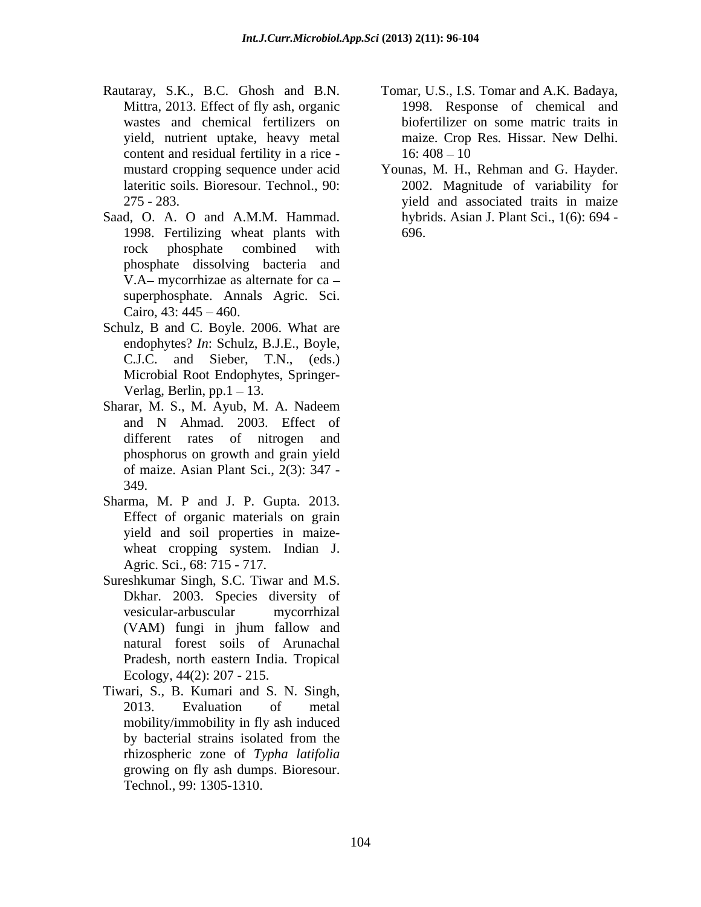Rautaray, S.K., B.C. Ghosh and B.N. Mittra, 2013. Effect of fly ash, organic wastes and chemical fertilizers on yield, nutrient uptake, heavy metal content and residual fertility in a rice - mustard cropping sequence under acid lateritic soils. Bioresour. Technol., 90: 275 - 283.

Saad, O. A. O and A.M.M. Hammad. 1998. Fertilizing wheat plants with rock phosphate combined with phosphate dissolving bacteria and V.A– mycorrhizae as alternate for ca – superphosphate. Annals Agric. Sci. Cairo, 43: 445 – 460.

Schulz, B and C. Boyle. 2006. What are endophytes? *In*: Schulz, B.J.E., Boyle, C.J.C. and Sieber, T.N., (eds.) Microbial Root Endophytes, Springer-Verlag, Berlin, pp.1 – 13.

Sharar, M. S., M. Ayub, M. A. Nadeem and N Ahmad. 2003. Effect of different rates of nitrogen and phosphorus on growth and grain yield of maize. Asian Plant Sci., 2(3): 347 - 349.

Sharma, M. P and J. P. Gupta. 2013. Effect of organic materials on grain yield and soil properties in maize-wheat cropping system. Indian J. Agric. Sci., 68: 715 - 717.

Sureshkumar Singh, S.C. Tiwar and M.S. Dkhar. 2003. Species diversity of vesicular-arbuscular mycorrhizal (VAM) fungi in jhum fallow and natural forest soils of Arunachal Pradesh, north eastern India. Tropical Ecology, 44(2): 207 - 215.

Tiwari, S., B. Kumari and S. N. Singh, 2013. Evaluation of metal mobility/immobility in fly ash induced by bacterial strains isolated from the rhizospheric zone of *Typha latifolia* growing on fly ash dumps. Bioresour. Technol., 99: 1305-1310.

Tomar, U.S., I.S. Tomar and A.K. Badaya, 1998. Response of chemical and biofertilizer on some matric traits in maize. Crop Res. Hissar. New Delhi. 16: 408 – 10

Younas, M. H., Rehman and G. Hayder. 2002. Magnitude of variability for yield and associated traits in maize hybrids. Asian J. Plant Sci., 1(6): 694 - 696.